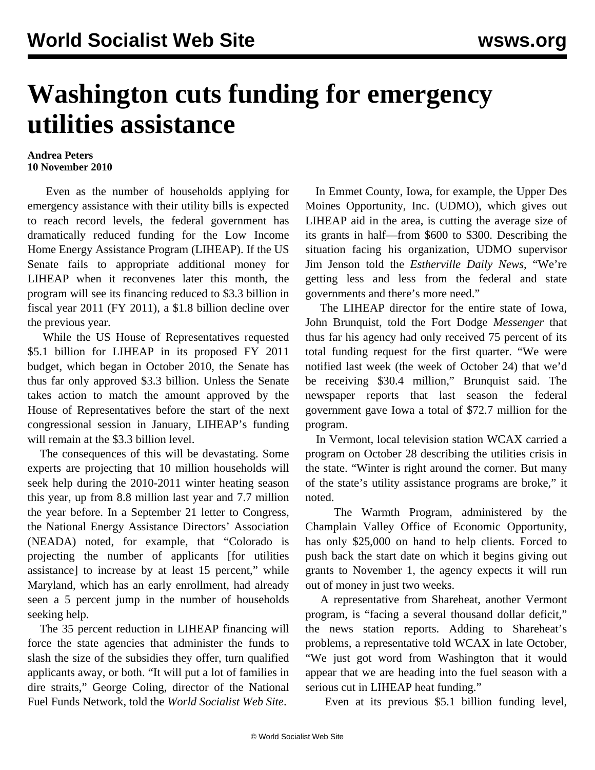# Washington cuts funding for emergency utilities assistance

**Andrea Peters**
**10 November 2010**

Even as the number of households applying for emergency assistance with their utility bills is expected to reach record levels, the federal government has dramatically reduced funding for the Low Income Home Energy Assistance Program (LIHEAP). If the US Senate fails to appropriate additional money for LIHEAP when it reconvenes later this month, the program will see its financing reduced to $3.3 billion in fiscal year 2011 (FY 2011), a $1.8 billion decline over the previous year.

While the US House of Representatives requested $5.1 billion for LIHEAP in its proposed FY 2011 budget, which began in October 2010, the Senate has thus far only approved $3.3 billion. Unless the Senate takes action to match the amount approved by the House of Representatives before the start of the next congressional session in January, LIHEAP's funding will remain at the $3.3 billion level.

The consequences of this will be devastating. Some experts are projecting that 10 million households will seek help during the 2010-2011 winter heating season this year, up from 8.8 million last year and 7.7 million the year before. In a September 21 letter to Congress, the National Energy Assistance Directors' Association (NEADA) noted, for example, that "Colorado is projecting the number of applicants [for utilities assistance] to increase by at least 15 percent," while Maryland, which has an early enrollment, had already seen a 5 percent jump in the number of households seeking help.

The 35 percent reduction in LIHEAP financing will force the state agencies that administer the funds to slash the size of the subsidies they offer, turn qualified applicants away, or both. "It will put a lot of families in dire straits," George Coling, director of the National Fuel Funds Network, told the *World Socialist Web Site*.

In Emmet County, Iowa, for example, the Upper Des Moines Opportunity, Inc. (UDMO), which gives out LIHEAP aid in the area, is cutting the average size of its grants in half—from $600 to $300. Describing the situation facing his organization, UDMO supervisor Jim Jenson told the *Estherville Daily News*, "We're getting less and less from the federal and state governments and there's more need."

The LIHEAP director for the entire state of Iowa, John Brunquist, told the Fort Dodge *Messenger* that thus far his agency had only received 75 percent of its total funding request for the first quarter. "We were notified last week (the week of October 24) that we'd be receiving $30.4 million," Brunquist said. The newspaper reports that last season the federal government gave Iowa a total of $72.7 million for the program.

In Vermont, local television station WCAX carried a program on October 28 describing the utilities crisis in the state. "Winter is right around the corner. But many of the state's utility assistance programs are broke," it noted.

The Warmth Program, administered by the Champlain Valley Office of Economic Opportunity, has only $25,000 on hand to help clients. Forced to push back the start date on which it begins giving out grants to November 1, the agency expects it will run out of money in just two weeks.

A representative from Shareheat, another Vermont program, is "facing a several thousand dollar deficit," the news station reports. Adding to Shareheat's problems, a representative told WCAX in late October, "We just got word from Washington that it would appear that we are heading into the fuel season with a serious cut in LIHEAP heat funding."

Even at its previous $5.1 billion funding level,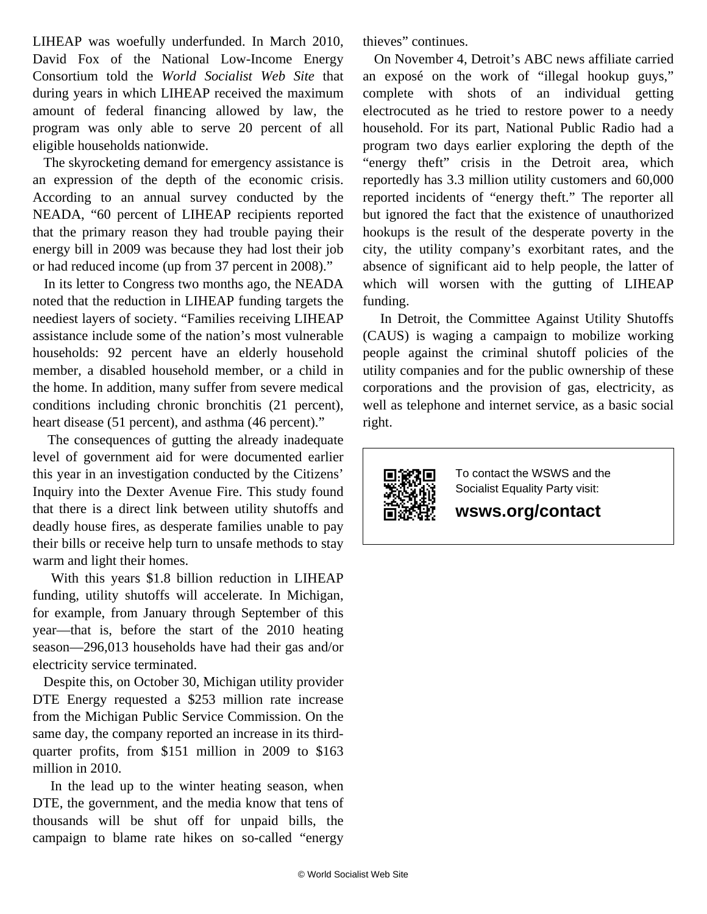LIHEAP was woefully underfunded. In March 2010, David Fox of the National Low-Income Energy Consortium told the *World Socialist Web Site* that during years in which LIHEAP received the maximum amount of federal financing allowed by law, the program was only able to serve 20 percent of all eligible households nationwide.

The skyrocketing demand for emergency assistance is an expression of the depth of the economic crisis. According to an annual survey conducted by the NEADA, "60 percent of LIHEAP recipients reported that the primary reason they had trouble paying their energy bill in 2009 was because they had lost their job or had reduced income (up from 37 percent in 2008)."

In its letter to Congress two months ago, the NEADA noted that the reduction in LIHEAP funding targets the neediest layers of society. "Families receiving LIHEAP assistance include some of the nation's most vulnerable households: 92 percent have an elderly household member, a disabled household member, or a child in the home. In addition, many suffer from severe medical conditions including chronic bronchitis (21 percent), heart disease (51 percent), and asthma (46 percent)."

The consequences of gutting the already inadequate level of government aid for were documented earlier this year in an investigation conducted by the Citizens' Inquiry into the Dexter Avenue Fire. This study found that there is a direct link between utility shutoffs and deadly house fires, as desperate families unable to pay their bills or receive help turn to unsafe methods to stay warm and light their homes.

With this years $1.8 billion reduction in LIHEAP funding, utility shutoffs will accelerate. In Michigan, for example, from January through September of this year—that is, before the start of the 2010 heating season—296,013 households have had their gas and/or electricity service terminated.

Despite this, on October 30, Michigan utility provider DTE Energy requested a $253 million rate increase from the Michigan Public Service Commission. On the same day, the company reported an increase in its third-quarter profits, from $151 million in 2009 to $163 million in 2010.

In the lead up to the winter heating season, when DTE, the government, and the media know that tens of thousands will be shut off for unpaid bills, the campaign to blame rate hikes on so-called "energy thieves" continues.

On November 4, Detroit's ABC news affiliate carried an exposé on the work of "illegal hookup guys," complete with shots of an individual getting electrocuted as he tried to restore power to a needy household. For its part, National Public Radio had a program two days earlier exploring the depth of the "energy theft" crisis in the Detroit area, which reportedly has 3.3 million utility customers and 60,000 reported incidents of "energy theft." The reporter all but ignored the fact that the existence of unauthorized hookups is the result of the desperate poverty in the city, the utility company's exorbitant rates, and the absence of significant aid to help people, the latter of which will worsen with the gutting of LIHEAP funding.

In Detroit, the Committee Against Utility Shutoffs (CAUS) is waging a campaign to mobilize working people against the criminal shutoff policies of the utility companies and for the public ownership of these corporations and the provision of gas, electricity, as well as telephone and internet service, as a basic social right.

To contact the WSWS and the Socialist Equality Party visit:

**wsws.org/contact**